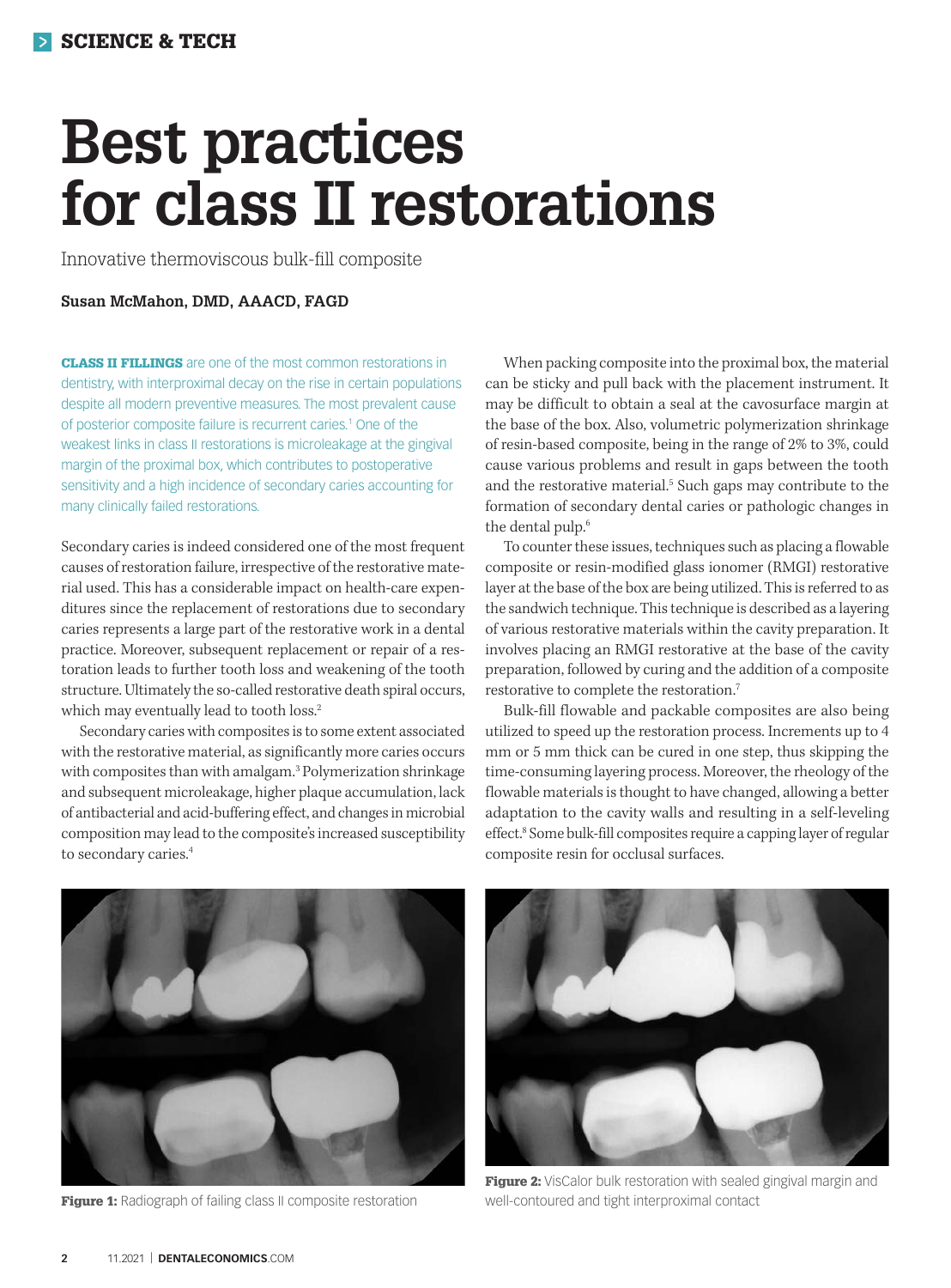# Best practices for class II restorations

Innovative thermoviscous bulk-fill composite

**Susan McMahon, DMD, AAACD, FAGD**

**CLASS II FILLINGS** are one of the most common restorations in dentistry, with interproximal decay on the rise in certain populations despite all modern preventive measures. The most prevalent cause of posterior composite failure is recurrent caries.[1] One of the weakest links in class II restorations is microleakage at the gingival margin of the proximal box, which contributes to postoperative sensitivity and a high incidence of secondary caries accounting for many clinically failed restorations.

Secondary caries is indeed considered one of the most frequent causes of restoration failure, irrespective of the restorative material used. This has a considerable impact on health-care expenditures since the replacement of restorations due to secondary caries represents a large part of the restorative work in a dental practice. Moreover, subsequent replacement or repair of a restoration leads to further tooth loss and weakening of the tooth structure. Ultimately the so-called restorative death spiral occurs, which may eventually lead to tooth loss.[2]

Secondary caries with composites is to some extent associated with the restorative material, as significantly more caries occurs with composites than with amalgam.[3] Polymerization shrinkage and subsequent microleakage, higher plaque accumulation, lack of antibacterial and acid-buffering effect, and changes in microbial composition may lead to the composite's increased susceptibility to secondary caries.[4]

When packing composite into the proximal box, the material can be sticky and pull back with the placement instrument. It may be difficult to obtain a seal at the cavosurface margin at the base of the box. Also, volumetric polymerization shrinkage of resin-based composite, being in the range of 2% to 3%, could cause various problems and result in gaps between the tooth and the restorative material.[5] Such gaps may contribute to the formation of secondary dental caries or pathologic changes in the dental pulp.[6]

To counter these issues, techniques such as placing a flowable composite or resin-modified glass ionomer (RMGI) restorative layer at the base of the box are being utilized. This is referred to as the sandwich technique. This technique is described as a layering of various restorative materials within the cavity preparation. It involves placing an RMGI restorative at the base of the cavity preparation, followed by curing and the addition of a composite restorative to complete the restoration.[7]

Bulk-fill flowable and packable composites are also being utilized to speed up the restoration process. Increments up to 4 mm or 5 mm thick can be cured in one step, thus skipping the time-consuming layering process. Moreover, the rheology of the flowable materials is thought to have changed, allowing a better adaptation to the cavity walls and resulting in a self-leveling effect.[8] Some bulk-fill composites require a capping layer of regular composite resin for occlusal surfaces.

**Figure 1:** Radiograph of failing class II composite restoration

**Figure 2:** VisCalor bulk restoration with sealed gingival margin and well-contoured and tight interproximal contact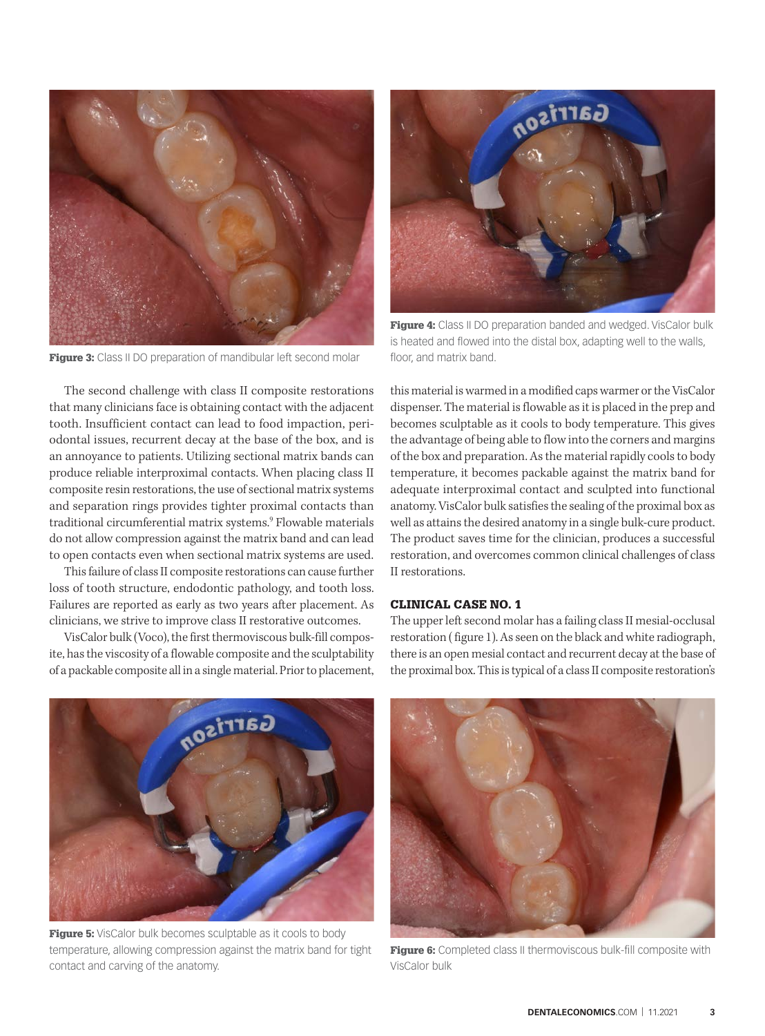Figure 3: Class II DO preparation of mandibular left second molar

Figure 4: Class II DO preparation banded and wedged. VisCalor bulk is heated and flowed into the distal box, adapting well to the walls, floor, and matrix band.

The second challenge with class II composite restorations that many clinicians face is obtaining contact with the adjacent tooth. Insufficient contact can lead to food impaction, periodontal issues, recurrent decay at the base of the box, and is an annoyance to patients. Utilizing sectional matrix bands can produce reliable interproximal contacts. When placing class II composite resin restorations, the use of sectional matrix systems and separation rings provides tighter proximal contacts than traditional circumferential matrix systems.[9] Flowable materials do not allow compression against the matrix band and can lead to open contacts even when sectional matrix systems are used.

This failure of class II composite restorations can cause further loss of tooth structure, endodontic pathology, and tooth loss. Failures are reported as early as two years after placement. As clinicians, we strive to improve class II restorative outcomes.

VisCalor bulk (Voco), the first thermoviscous bulk-fill composite, has the viscosity of a flowable composite and the sculptability of a packable composite all in a single material. Prior to placement, this material is warmed in a modified caps warmer or the VisCalor dispenser. The material is flowable as it is placed in the prep and becomes sculptable as it cools to body temperature. This gives the advantage of being able to flow into the corners and margins of the box and preparation. As the material rapidly cools to body temperature, it becomes packable against the matrix band for adequate interproximal contact and sculpted into functional anatomy. VisCalor bulk satisfies the sealing of the proximal box as well as attains the desired anatomy in a single bulk-cure product. The product saves time for the clinician, produces a successful restoration, and overcomes common clinical challenges of class II restorations.

### CLINICAL CASE NO. 1

The upper left second molar has a failing class II mesial-occlusal restoration (figure 1). As seen on the black and white radiograph, there is an open mesial contact and recurrent decay at the base of the proximal box. This is typical of a class II composite restoration's

Figure 5: VisCalor bulk becomes sculptable as it cools to body temperature, allowing compression against the matrix band for tight contact and carving of the anatomy.

Figure 6: Completed class II thermoviscous bulk-fill composite with VisCalor bulk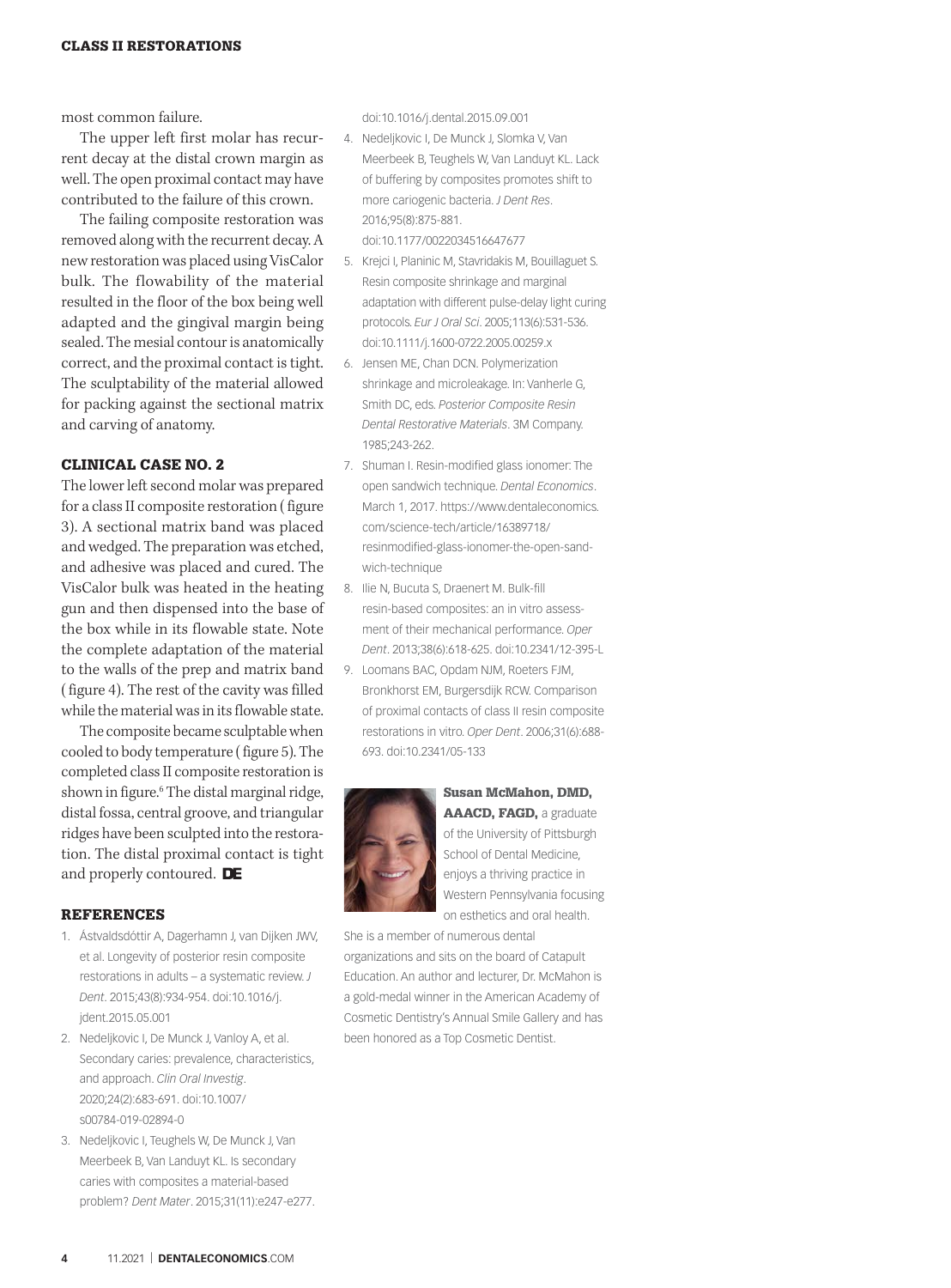most common failure.

The upper left first molar has recurrent decay at the distal crown margin as well. The open proximal contact may have contributed to the failure of this crown.

The failing composite restoration was removed along with the recurrent decay. A new restoration was placed using VisCalor bulk. The flowability of the material resulted in the floor of the box being well adapted and the gingival margin being sealed. The mesial contour is anatomically correct, and the proximal contact is tight. The sculptability of the material allowed for packing against the sectional matrix and carving of anatomy.

## CLINICAL CASE NO. 2

The lower left second molar was prepared for a class II composite restoration (figure 3). A sectional matrix band was placed and wedged. The preparation was etched, and adhesive was placed and cured. The VisCalor bulk was heated in the heating gun and then dispensed into the base of the box while in its flowable state. Note the complete adaptation of the material to the walls of the prep and matrix band (figure 4). The rest of the cavity was filled while the material was in its flowable state.

The composite became sculptable when cooled to body temperature (figure 5). The completed class II composite restoration is shown in figure.[6] The distal marginal ridge, distal fossa, central groove, and triangular ridges have been sculpted into the restoration. The distal proximal contact is tight and properly contoured. **DE**

## REFERENCES

1. Ástvaldsdóttir A, Dagerhamn J, van Dijken JWV, et al. Longevity of posterior resin composite restorations in adults – a systematic review. *J Dent*. 2015;43(8):934-954. doi:10.1016/j.jdent.2015.05.001
2. Nedeljkovic I, De Munck J, Vanloy A, et al. Secondary caries: prevalence, characteristics, and approach. *Clin Oral Investig*. 2020;24(2):683-691. doi:10.1007/s00784-019-02894-0
3. Nedeljkovic I, Teughels W, De Munck J, Van Meerbeek B, Van Landuyt KL. Is secondary caries with composites a material-based problem? *Dent Mater*. 2015;31(11):e247-e277. doi:10.1016/j.dental.2015.09.001
4. Nedeljkovic I, De Munck J, Slomka V, Van Meerbeek B, Teughels W, Van Landuyt KL. Lack of buffering by composites promotes shift to more cariogenic bacteria. *J Dent Res*. 2016;95(8):875-881. doi:10.1177/0022034516647677
5. Krejci I, Planinic M, Stavridakis M, Bouillaguet S. Resin composite shrinkage and marginal adaptation with different pulse-delay light curing protocols. *Eur J Oral Sci*. 2005;113(6):531-536. doi:10.1111/j.1600-0722.2005.00259.x
6. Jensen ME, Chan DCN. Polymerization shrinkage and microleakage. In: Vanherle G, Smith DC, eds. *Posterior Composite Resin Dental Restorative Materials*. 3M Company. 1985;243-262.
7. Shuman I. Resin-modified glass ionomer: The open sandwich technique. *Dental Economics*. March 1, 2017. https://www.dentaleconomics.com/science-tech/article/16389718/resinmodified-glass-ionomer-the-open-sandwich-technique
8. Ilie N, Bucuta S, Draenert M. Bulk-fill resin-based composites: an in vitro assessment of their mechanical performance. *Oper Dent*. 2013;38(6):618-625. doi:10.2341/12-395-L
9. Loomans BAC, Opdam NJM, Roeters FJM, Bronkhorst EM, Burgersdijk RCW. Comparison of proximal contacts of class II resin composite restorations in vitro. *Oper Dent*. 2006;31(6):688-693. doi:10.2341/05-133

**Susan McMahon, DMD, AAACD, FAGD,** a graduate of the University of Pittsburgh School of Dental Medicine, enjoys a thriving practice in Western Pennsylvania focusing on esthetics and oral health. She is a member of numerous dental organizations and sits on the board of Catapult Education. An author and lecturer, Dr. McMahon is a gold-medal winner in the American Academy of Cosmetic Dentistry's Annual Smile Gallery and has been honored as a Top Cosmetic Dentist.